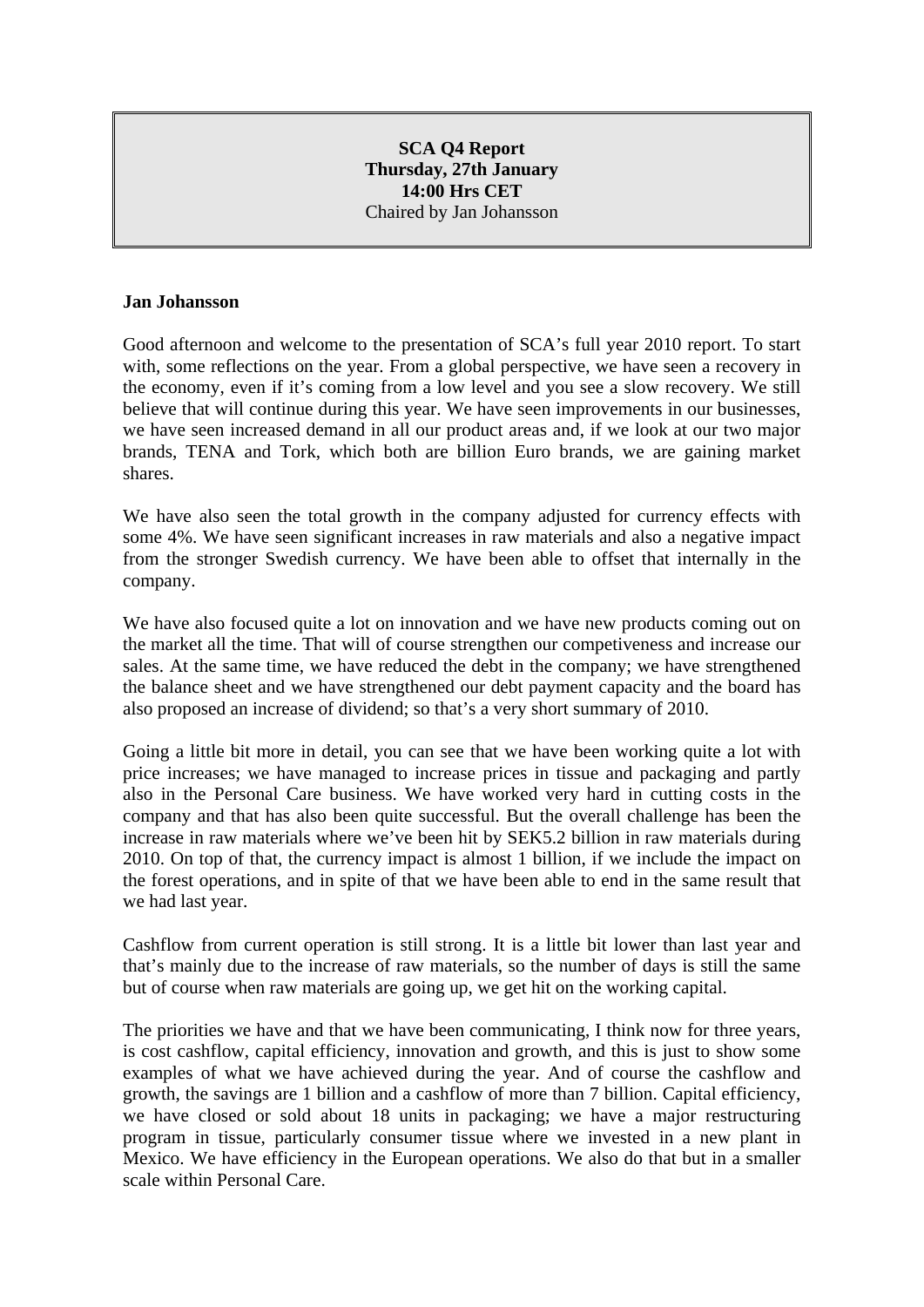**SCA Q4 Report**
**Thursday, 27th January**
**14:00 Hrs CET**
Chaired by Jan Johansson

**Jan Johansson**

Good afternoon and welcome to the presentation of SCA's full year 2010 report. To start with, some reflections on the year. From a global perspective, we have seen a recovery in the economy, even if it's coming from a low level and you see a slow recovery. We still believe that will continue during this year. We have seen improvements in our businesses, we have seen increased demand in all our product areas and, if we look at our two major brands, TENA and Tork, which both are billion Euro brands, we are gaining market shares.

We have also seen the total growth in the company adjusted for currency effects with some 4%. We have seen significant increases in raw materials and also a negative impact from the stronger Swedish currency. We have been able to offset that internally in the company.

We have also focused quite a lot on innovation and we have new products coming out on the market all the time. That will of course strengthen our competiveness and increase our sales. At the same time, we have reduced the debt in the company; we have strengthened the balance sheet and we have strengthened our debt payment capacity and the board has also proposed an increase of dividend; so that's a very short summary of 2010.

Going a little bit more in detail, you can see that we have been working quite a lot with price increases; we have managed to increase prices in tissue and packaging and partly also in the Personal Care business. We have worked very hard in cutting costs in the company and that has also been quite successful. But the overall challenge has been the increase in raw materials where we've been hit by SEK5.2 billion in raw materials during 2010. On top of that, the currency impact is almost 1 billion, if we include the impact on the forest operations, and in spite of that we have been able to end in the same result that we had last year.

Cashflow from current operation is still strong. It is a little bit lower than last year and that's mainly due to the increase of raw materials, so the number of days is still the same but of course when raw materials are going up, we get hit on the working capital.

The priorities we have and that we have been communicating, I think now for three years, is cost cashflow, capital efficiency, innovation and growth, and this is just to show some examples of what we have achieved during the year. And of course the cashflow and growth, the savings are 1 billion and a cashflow of more than 7 billion. Capital efficiency, we have closed or sold about 18 units in packaging; we have a major restructuring program in tissue, particularly consumer tissue where we invested in a new plant in Mexico. We have efficiency in the European operations. We also do that but in a smaller scale within Personal Care.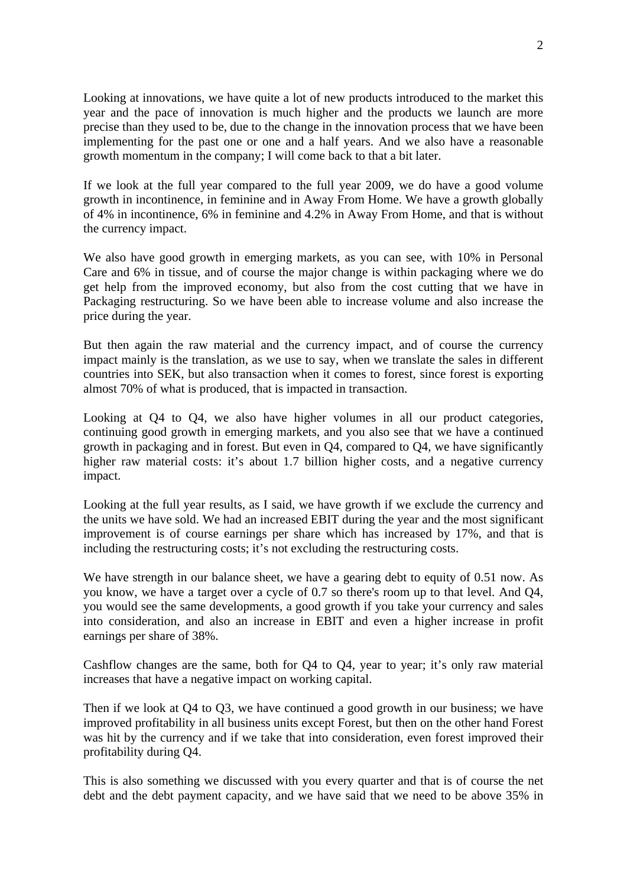Looking at innovations, we have quite a lot of new products introduced to the market this year and the pace of innovation is much higher and the products we launch are more precise than they used to be, due to the change in the innovation process that we have been implementing for the past one or one and a half years. And we also have a reasonable growth momentum in the company; I will come back to that a bit later.

If we look at the full year compared to the full year 2009, we do have a good volume growth in incontinence, in feminine and in Away From Home. We have a growth globally of 4% in incontinence, 6% in feminine and 4.2% in Away From Home, and that is without the currency impact.

We also have good growth in emerging markets, as you can see, with 10% in Personal Care and 6% in tissue, and of course the major change is within packaging where we do get help from the improved economy, but also from the cost cutting that we have in Packaging restructuring. So we have been able to increase volume and also increase the price during the year.

But then again the raw material and the currency impact, and of course the currency impact mainly is the translation, as we use to say, when we translate the sales in different countries into SEK, but also transaction when it comes to forest, since forest is exporting almost 70% of what is produced, that is impacted in transaction.

Looking at Q4 to Q4, we also have higher volumes in all our product categories, continuing good growth in emerging markets, and you also see that we have a continued growth in packaging and in forest. But even in Q4, compared to Q4, we have significantly higher raw material costs: it's about 1.7 billion higher costs, and a negative currency impact.

Looking at the full year results, as I said, we have growth if we exclude the currency and the units we have sold. We had an increased EBIT during the year and the most significant improvement is of course earnings per share which has increased by 17%, and that is including the restructuring costs; it's not excluding the restructuring costs.

We have strength in our balance sheet, we have a gearing debt to equity of 0.51 now. As you know, we have a target over a cycle of 0.7 so there's room up to that level. And Q4, you would see the same developments, a good growth if you take your currency and sales into consideration, and also an increase in EBIT and even a higher increase in profit earnings per share of 38%.

Cashflow changes are the same, both for Q4 to Q4, year to year; it's only raw material increases that have a negative impact on working capital.

Then if we look at Q4 to Q3, we have continued a good growth in our business; we have improved profitability in all business units except Forest, but then on the other hand Forest was hit by the currency and if we take that into consideration, even forest improved their profitability during Q4.

This is also something we discussed with you every quarter and that is of course the net debt and the debt payment capacity, and we have said that we need to be above 35% in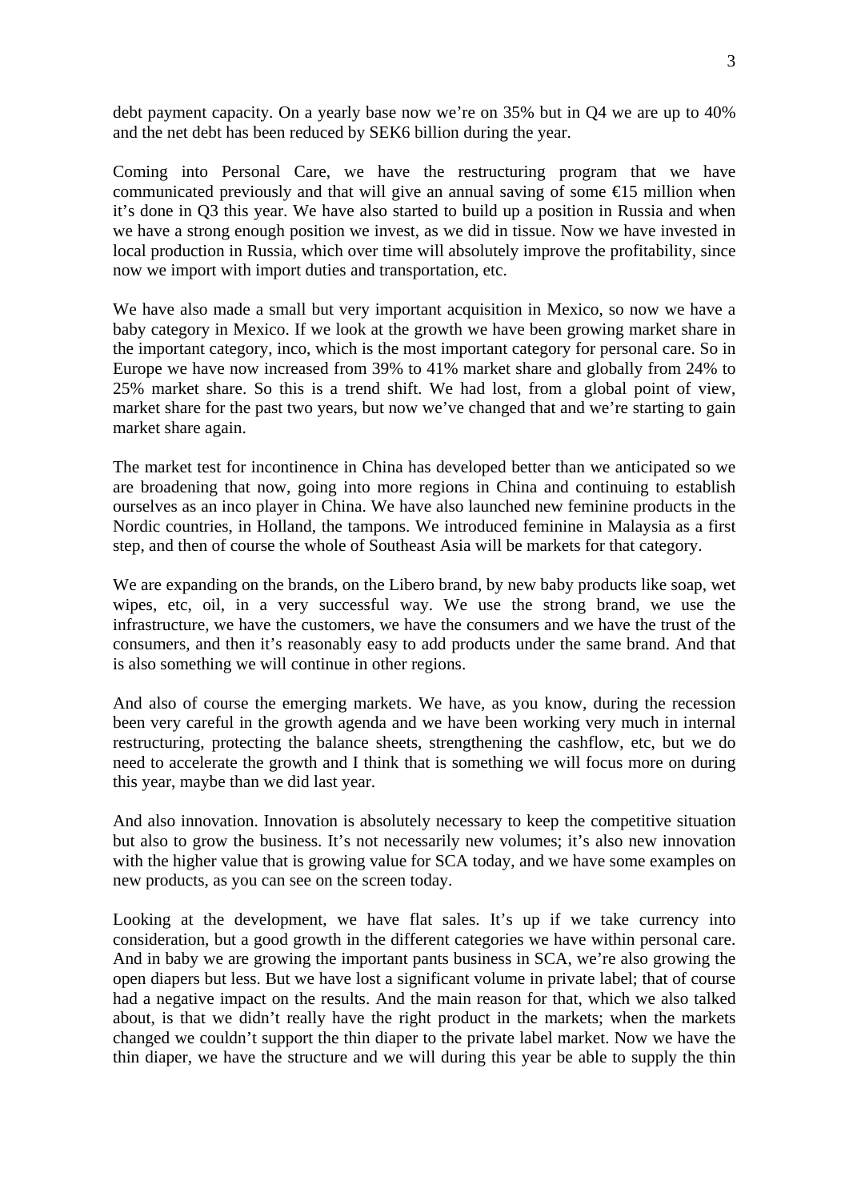debt payment capacity. On a yearly base now we're on 35% but in Q4 we are up to 40% and the net debt has been reduced by SEK6 billion during the year.

Coming into Personal Care, we have the restructuring program that we have communicated previously and that will give an annual saving of some €15 million when it's done in Q3 this year. We have also started to build up a position in Russia and when we have a strong enough position we invest, as we did in tissue. Now we have invested in local production in Russia, which over time will absolutely improve the profitability, since now we import with import duties and transportation, etc.

We have also made a small but very important acquisition in Mexico, so now we have a baby category in Mexico. If we look at the growth we have been growing market share in the important category, inco, which is the most important category for personal care. So in Europe we have now increased from 39% to 41% market share and globally from 24% to 25% market share. So this is a trend shift. We had lost, from a global point of view, market share for the past two years, but now we've changed that and we're starting to gain market share again.

The market test for incontinence in China has developed better than we anticipated so we are broadening that now, going into more regions in China and continuing to establish ourselves as an inco player in China. We have also launched new feminine products in the Nordic countries, in Holland, the tampons. We introduced feminine in Malaysia as a first step, and then of course the whole of Southeast Asia will be markets for that category.

We are expanding on the brands, on the Libero brand, by new baby products like soap, wet wipes, etc, oil, in a very successful way. We use the strong brand, we use the infrastructure, we have the customers, we have the consumers and we have the trust of the consumers, and then it's reasonably easy to add products under the same brand. And that is also something we will continue in other regions.

And also of course the emerging markets. We have, as you know, during the recession been very careful in the growth agenda and we have been working very much in internal restructuring, protecting the balance sheets, strengthening the cashflow, etc, but we do need to accelerate the growth and I think that is something we will focus more on during this year, maybe than we did last year.

And also innovation. Innovation is absolutely necessary to keep the competitive situation but also to grow the business. It's not necessarily new volumes; it's also new innovation with the higher value that is growing value for SCA today, and we have some examples on new products, as you can see on the screen today.

Looking at the development, we have flat sales. It's up if we take currency into consideration, but a good growth in the different categories we have within personal care. And in baby we are growing the important pants business in SCA, we're also growing the open diapers but less. But we have lost a significant volume in private label; that of course had a negative impact on the results. And the main reason for that, which we also talked about, is that we didn't really have the right product in the markets; when the markets changed we couldn't support the thin diaper to the private label market. Now we have the thin diaper, we have the structure and we will during this year be able to supply the thin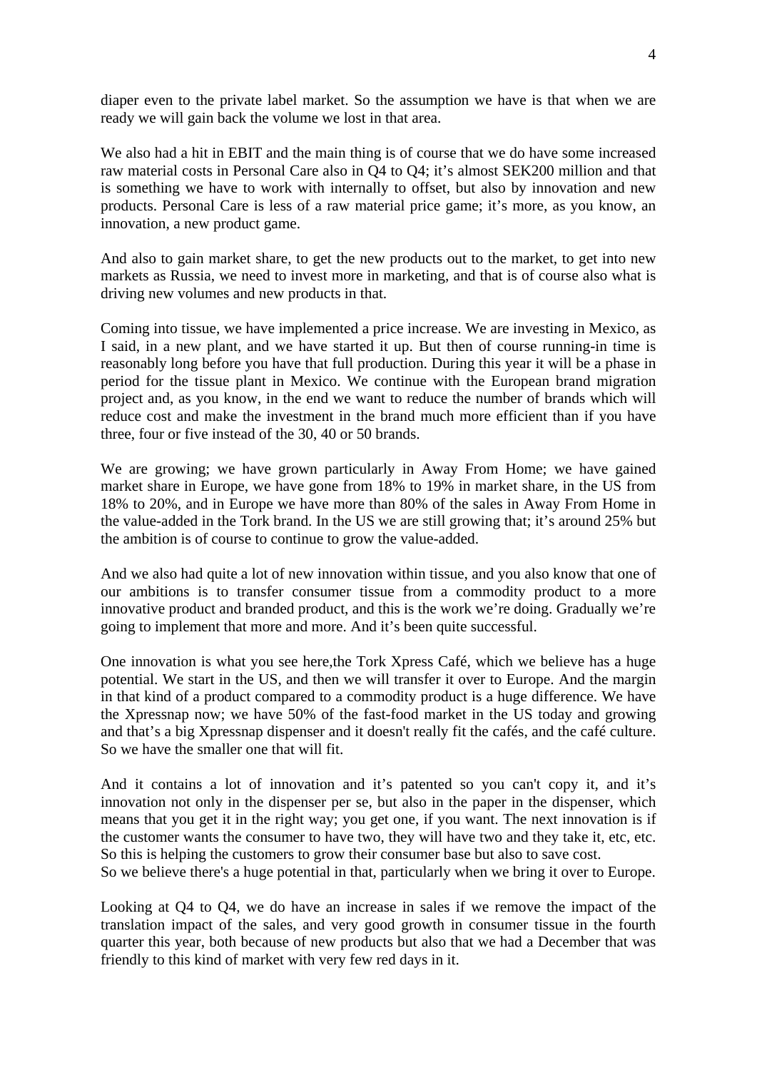diaper even to the private label market. So the assumption we have is that when we are ready we will gain back the volume we lost in that area.

We also had a hit in EBIT and the main thing is of course that we do have some increased raw material costs in Personal Care also in Q4 to Q4; it's almost SEK200 million and that is something we have to work with internally to offset, but also by innovation and new products. Personal Care is less of a raw material price game; it's more, as you know, an innovation, a new product game.

And also to gain market share, to get the new products out to the market, to get into new markets as Russia, we need to invest more in marketing, and that is of course also what is driving new volumes and new products in that.

Coming into tissue, we have implemented a price increase. We are investing in Mexico, as I said, in a new plant, and we have started it up. But then of course running-in time is reasonably long before you have that full production. During this year it will be a phase in period for the tissue plant in Mexico. We continue with the European brand migration project and, as you know, in the end we want to reduce the number of brands which will reduce cost and make the investment in the brand much more efficient than if you have three, four or five instead of the 30, 40 or 50 brands.

We are growing; we have grown particularly in Away From Home; we have gained market share in Europe, we have gone from 18% to 19% in market share, in the US from 18% to 20%, and in Europe we have more than 80% of the sales in Away From Home in the value-added in the Tork brand. In the US we are still growing that; it's around 25% but the ambition is of course to continue to grow the value-added.

And we also had quite a lot of new innovation within tissue, and you also know that one of our ambitions is to transfer consumer tissue from a commodity product to a more innovative product and branded product, and this is the work we're doing. Gradually we're going to implement that more and more. And it's been quite successful.

One innovation is what you see here,the Tork Xpress Café, which we believe has a huge potential. We start in the US, and then we will transfer it over to Europe. And the margin in that kind of a product compared to a commodity product is a huge difference. We have the Xpressnap now; we have 50% of the fast-food market in the US today and growing and that's a big Xpressnap dispenser and it doesn't really fit the cafés, and the café culture. So we have the smaller one that will fit.

And it contains a lot of innovation and it's patented so you can't copy it, and it's innovation not only in the dispenser per se, but also in the paper in the dispenser, which means that you get it in the right way; you get one, if you want. The next innovation is if the customer wants the consumer to have two, they will have two and they take it, etc, etc. So this is helping the customers to grow their consumer base but also to save cost.
So we believe there's a huge potential in that, particularly when we bring it over to Europe.

Looking at Q4 to Q4, we do have an increase in sales if we remove the impact of the translation impact of the sales, and very good growth in consumer tissue in the fourth quarter this year, both because of new products but also that we had a December that was friendly to this kind of market with very few red days in it.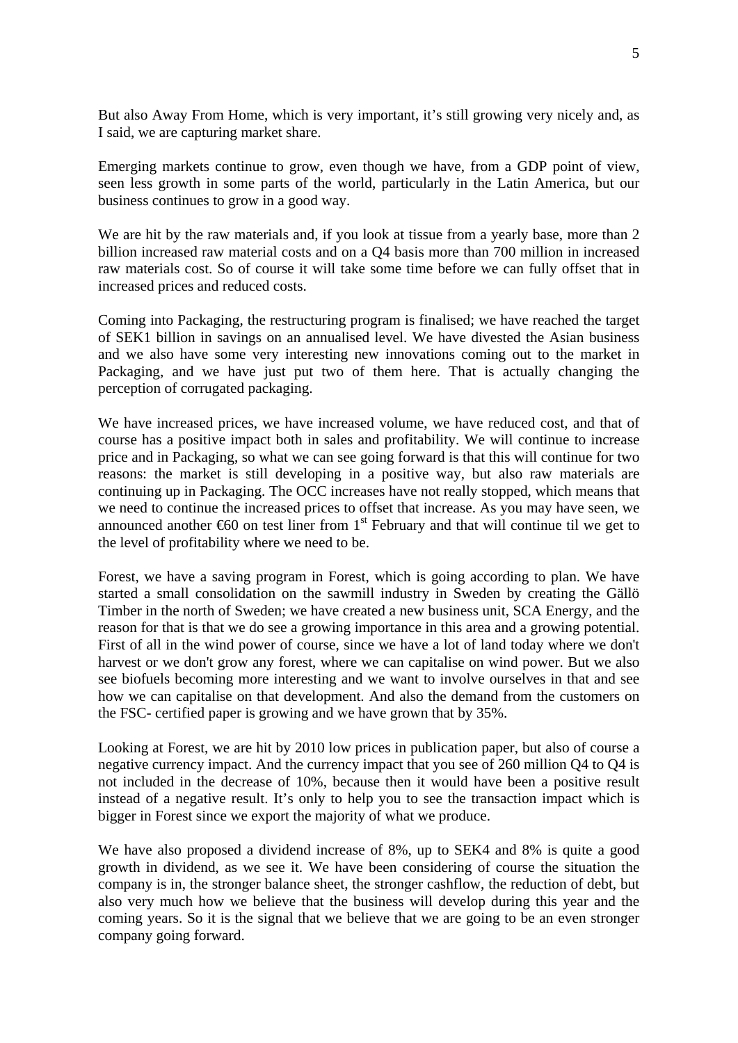But also Away From Home, which is very important, it's still growing very nicely and, as I said, we are capturing market share.

Emerging markets continue to grow, even though we have, from a GDP point of view, seen less growth in some parts of the world, particularly in the Latin America, but our business continues to grow in a good way.

We are hit by the raw materials and, if you look at tissue from a yearly base, more than 2 billion increased raw material costs and on a Q4 basis more than 700 million in increased raw materials cost. So of course it will take some time before we can fully offset that in increased prices and reduced costs.

Coming into Packaging, the restructuring program is finalised; we have reached the target of SEK1 billion in savings on an annualised level. We have divested the Asian business and we also have some very interesting new innovations coming out to the market in Packaging, and we have just put two of them here. That is actually changing the perception of corrugated packaging.

We have increased prices, we have increased volume, we have reduced cost, and that of course has a positive impact both in sales and profitability. We will continue to increase price and in Packaging, so what we can see going forward is that this will continue for two reasons: the market is still developing in a positive way, but also raw materials are continuing up in Packaging. The OCC increases have not really stopped, which means that we need to continue the increased prices to offset that increase. As you may have seen, we announced another €60 on test liner from 1st February and that will continue til we get to the level of profitability where we need to be.

Forest, we have a saving program in Forest, which is going according to plan. We have started a small consolidation on the sawmill industry in Sweden by creating the Gällö Timber in the north of Sweden; we have created a new business unit, SCA Energy, and the reason for that is that we do see a growing importance in this area and a growing potential. First of all in the wind power of course, since we have a lot of land today where we don't harvest or we don't grow any forest, where we can capitalise on wind power. But we also see biofuels becoming more interesting and we want to involve ourselves in that and see how we can capitalise on that development. And also the demand from the customers on the FSC- certified paper is growing and we have grown that by 35%.

Looking at Forest, we are hit by 2010 low prices in publication paper, but also of course a negative currency impact. And the currency impact that you see of 260 million Q4 to Q4 is not included in the decrease of 10%, because then it would have been a positive result instead of a negative result. It's only to help you to see the transaction impact which is bigger in Forest since we export the majority of what we produce.

We have also proposed a dividend increase of 8%, up to SEK4 and 8% is quite a good growth in dividend, as we see it. We have been considering of course the situation the company is in, the stronger balance sheet, the stronger cashflow, the reduction of debt, but also very much how we believe that the business will develop during this year and the coming years. So it is the signal that we believe that we are going to be an even stronger company going forward.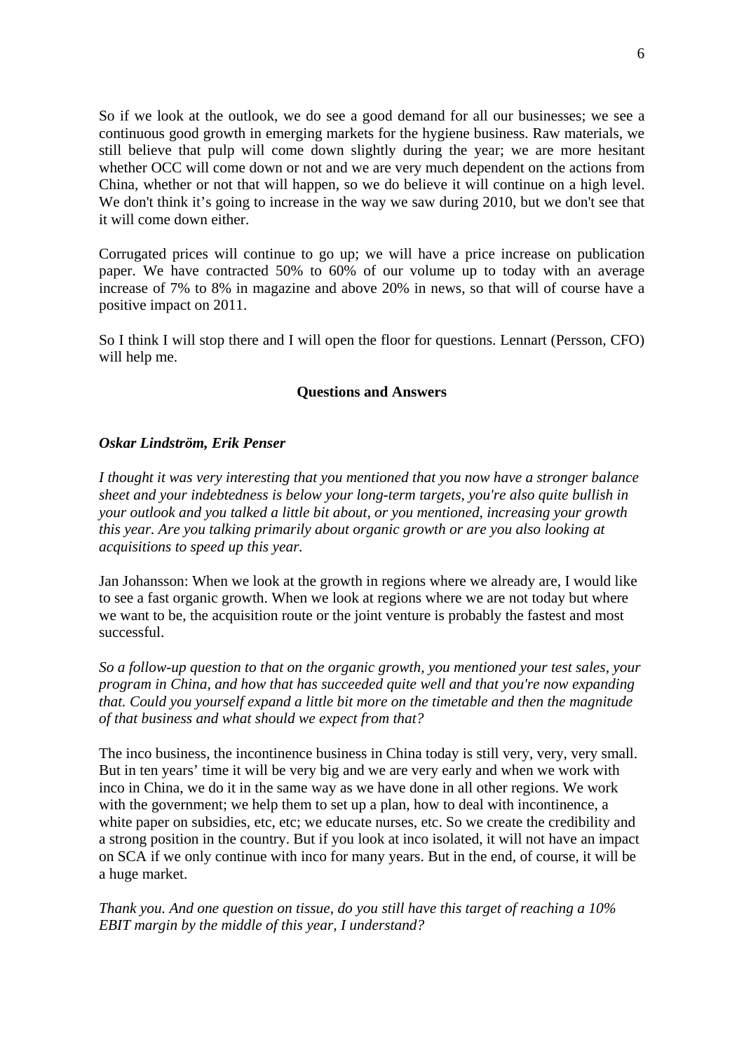So if we look at the outlook, we do see a good demand for all our businesses; we see a continuous good growth in emerging markets for the hygiene business. Raw materials, we still believe that pulp will come down slightly during the year; we are more hesitant whether OCC will come down or not and we are very much dependent on the actions from China, whether or not that will happen, so we do believe it will continue on a high level. We don't think it's going to increase in the way we saw during 2010, but we don't see that it will come down either.

Corrugated prices will continue to go up; we will have a price increase on publication paper. We have contracted 50% to 60% of our volume up to today with an average increase of 7% to 8% in magazine and above 20% in news, so that will of course have a positive impact on 2011.

So I think I will stop there and I will open the floor for questions. Lennart (Persson, CFO) will help me.

## Questions and Answers

***Oskar Lindström, Erik Penser***

*I thought it was very interesting that you mentioned that you now have a stronger balance sheet and your indebtedness is below your long-term targets, you're also quite bullish in your outlook and you talked a little bit about, or you mentioned, increasing your growth this year. Are you talking primarily about organic growth or are you also looking at acquisitions to speed up this year.*

Jan Johansson: When we look at the growth in regions where we already are, I would like to see a fast organic growth. When we look at regions where we are not today but where we want to be, the acquisition route or the joint venture is probably the fastest and most successful.

*So a follow-up question to that on the organic growth, you mentioned your test sales, your program in China, and how that has succeeded quite well and that you're now expanding that. Could you yourself expand a little bit more on the timetable and then the magnitude of that business and what should we expect from that?*

The inco business, the incontinence business in China today is still very, very, very small. But in ten years' time it will be very big and we are very early and when we work with inco in China, we do it in the same way as we have done in all other regions. We work with the government; we help them to set up a plan, how to deal with incontinence, a white paper on subsidies, etc, etc; we educate nurses, etc. So we create the credibility and a strong position in the country. But if you look at inco isolated, it will not have an impact on SCA if we only continue with inco for many years. But in the end, of course, it will be a huge market.

*Thank you. And one question on tissue, do you still have this target of reaching a 10% EBIT margin by the middle of this year, I understand?*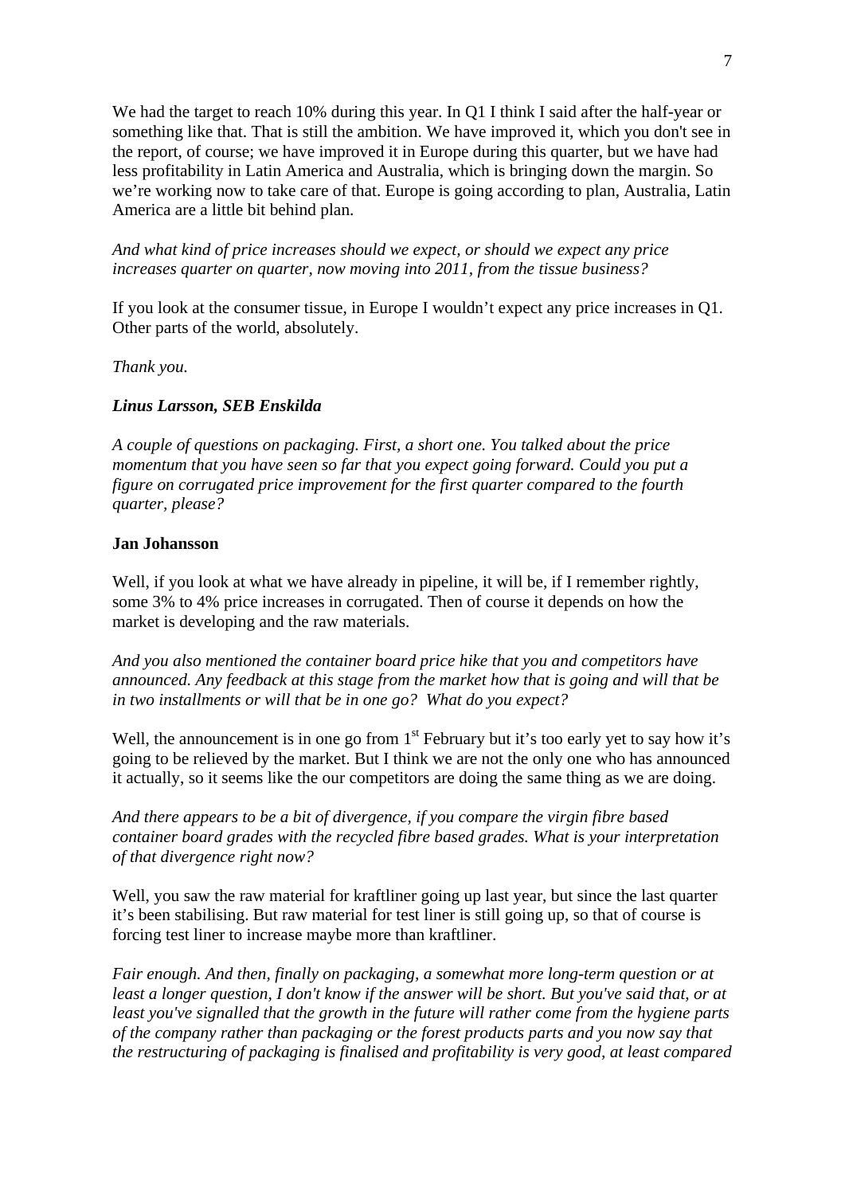We had the target to reach 10% during this year. In Q1 I think I said after the half-year or something like that. That is still the ambition. We have improved it, which you don't see in the report, of course; we have improved it in Europe during this quarter, but we have had less profitability in Latin America and Australia, which is bringing down the margin. So we're working now to take care of that. Europe is going according to plan, Australia, Latin America are a little bit behind plan.

*And what kind of price increases should we expect, or should we expect any price increases quarter on quarter, now moving into 2011, from the tissue business?*

If you look at the consumer tissue, in Europe I wouldn't expect any price increases in Q1. Other parts of the world, absolutely.

*Thank you.*

***Linus Larsson, SEB Enskilda***

*A couple of questions on packaging. First, a short one. You talked about the price momentum that you have seen so far that you expect going forward. Could you put a figure on corrugated price improvement for the first quarter compared to the fourth quarter, please?*

**Jan Johansson**

Well, if you look at what we have already in pipeline, it will be, if I remember rightly, some 3% to 4% price increases in corrugated. Then of course it depends on how the market is developing and the raw materials.

*And you also mentioned the container board price hike that you and competitors have announced. Any feedback at this stage from the market how that is going and will that be in two installments or will that be in one go? What do you expect?*

Well, the announcement is in one go from 1st February but it's too early yet to say how it's going to be relieved by the market. But I think we are not the only one who has announced it actually, so it seems like the our competitors are doing the same thing as we are doing.

*And there appears to be a bit of divergence, if you compare the virgin fibre based container board grades with the recycled fibre based grades. What is your interpretation of that divergence right now?*

Well, you saw the raw material for kraftliner going up last year, but since the last quarter it's been stabilising. But raw material for test liner is still going up, so that of course is forcing test liner to increase maybe more than kraftliner.

*Fair enough. And then, finally on packaging, a somewhat more long-term question or at least a longer question, I don't know if the answer will be short. But you've said that, or at least you've signalled that the growth in the future will rather come from the hygiene parts of the company rather than packaging or the forest products parts and you now say that the restructuring of packaging is finalised and profitability is very good, at least compared*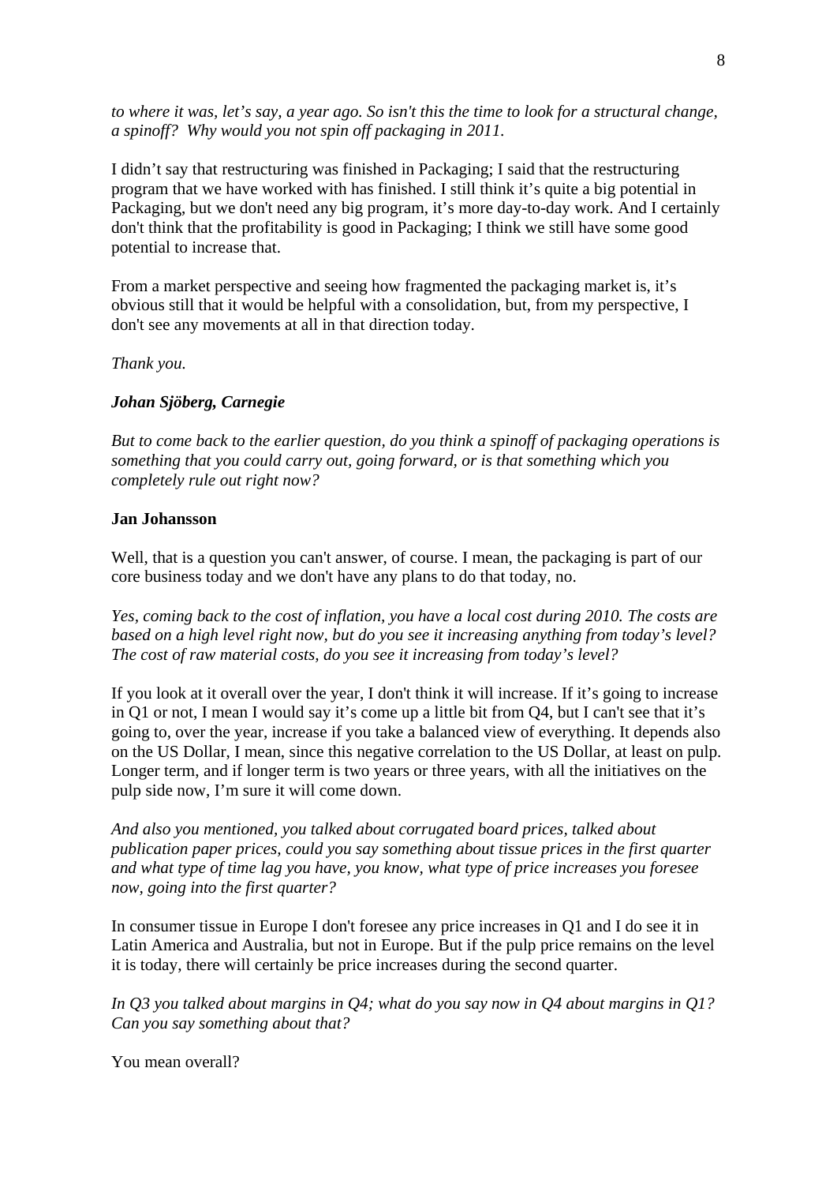*to where it was, let's say, a year ago. So isn't this the time to look for a structural change, a spinoff? Why would you not spin off packaging in 2011.*

I didn't say that restructuring was finished in Packaging; I said that the restructuring program that we have worked with has finished. I still think it's quite a big potential in Packaging, but we don't need any big program, it's more day-to-day work. And I certainly don't think that the profitability is good in Packaging; I think we still have some good potential to increase that.

From a market perspective and seeing how fragmented the packaging market is, it's obvious still that it would be helpful with a consolidation, but, from my perspective, I don't see any movements at all in that direction today.

*Thank you.*

***Johan Sjöberg, Carnegie***

*But to come back to the earlier question, do you think a spinoff of packaging operations is something that you could carry out, going forward, or is that something which you completely rule out right now?*

**Jan Johansson**

Well, that is a question you can't answer, of course. I mean, the packaging is part of our core business today and we don't have any plans to do that today, no.

*Yes, coming back to the cost of inflation, you have a local cost during 2010. The costs are based on a high level right now, but do you see it increasing anything from today's level? The cost of raw material costs, do you see it increasing from today's level?*

If you look at it overall over the year, I don't think it will increase. If it's going to increase in Q1 or not, I mean I would say it's come up a little bit from Q4, but I can't see that it's going to, over the year, increase if you take a balanced view of everything. It depends also on the US Dollar, I mean, since this negative correlation to the US Dollar, at least on pulp. Longer term, and if longer term is two years or three years, with all the initiatives on the pulp side now, I'm sure it will come down.

*And also you mentioned, you talked about corrugated board prices, talked about publication paper prices, could you say something about tissue prices in the first quarter and what type of time lag you have, you know, what type of price increases you foresee now, going into the first quarter?*

In consumer tissue in Europe I don't foresee any price increases in Q1 and I do see it in Latin America and Australia, but not in Europe. But if the pulp price remains on the level it is today, there will certainly be price increases during the second quarter.

*In Q3 you talked about margins in Q4; what do you say now in Q4 about margins in Q1? Can you say something about that?*

You mean overall?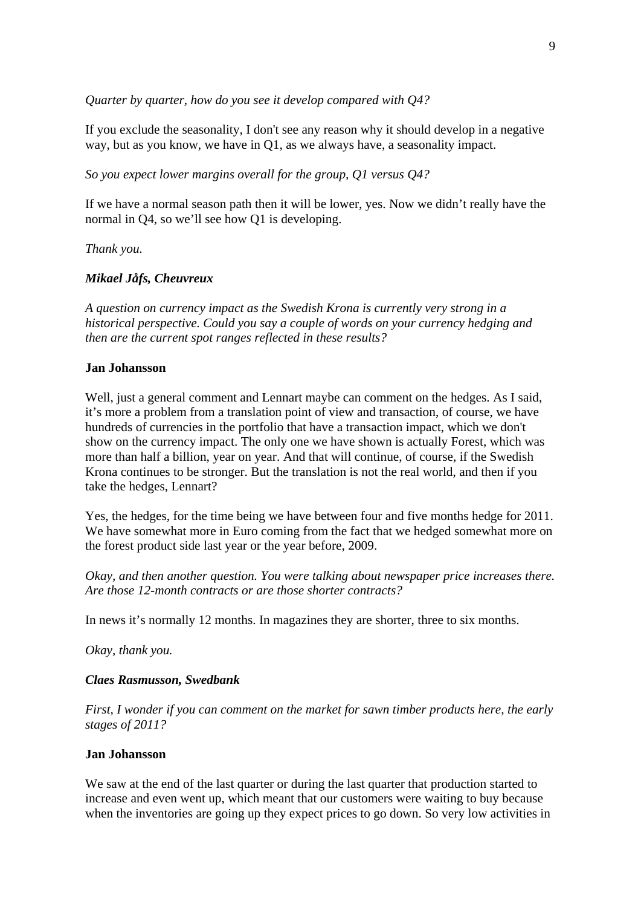*Quarter by quarter, how do you see it develop compared with Q4?*

If you exclude the seasonality, I don't see any reason why it should develop in a negative way, but as you know, we have in Q1, as we always have, a seasonality impact.

*So you expect lower margins overall for the group, Q1 versus Q4?*

If we have a normal season path then it will be lower, yes. Now we didn't really have the normal in Q4, so we'll see how Q1 is developing.

*Thank you.*

***Mikael Jåfs, Cheuvreux***

*A question on currency impact as the Swedish Krona is currently very strong in a historical perspective. Could you say a couple of words on your currency hedging and then are the current spot ranges reflected in these results?*

**Jan Johansson**

Well, just a general comment and Lennart maybe can comment on the hedges. As I said, it's more a problem from a translation point of view and transaction, of course, we have hundreds of currencies in the portfolio that have a transaction impact, which we don't show on the currency impact. The only one we have shown is actually Forest, which was more than half a billion, year on year. And that will continue, of course, if the Swedish Krona continues to be stronger. But the translation is not the real world, and then if you take the hedges, Lennart?

Yes, the hedges, for the time being we have between four and five months hedge for 2011. We have somewhat more in Euro coming from the fact that we hedged somewhat more on the forest product side last year or the year before, 2009.

*Okay, and then another question. You were talking about newspaper price increases there. Are those 12-month contracts or are those shorter contracts?*

In news it's normally 12 months. In magazines they are shorter, three to six months.

*Okay, thank you.*

***Claes Rasmusson, Swedbank***

*First, I wonder if you can comment on the market for sawn timber products here, the early stages of 2011?*

**Jan Johansson**

We saw at the end of the last quarter or during the last quarter that production started to increase and even went up, which meant that our customers were waiting to buy because when the inventories are going up they expect prices to go down. So very low activities in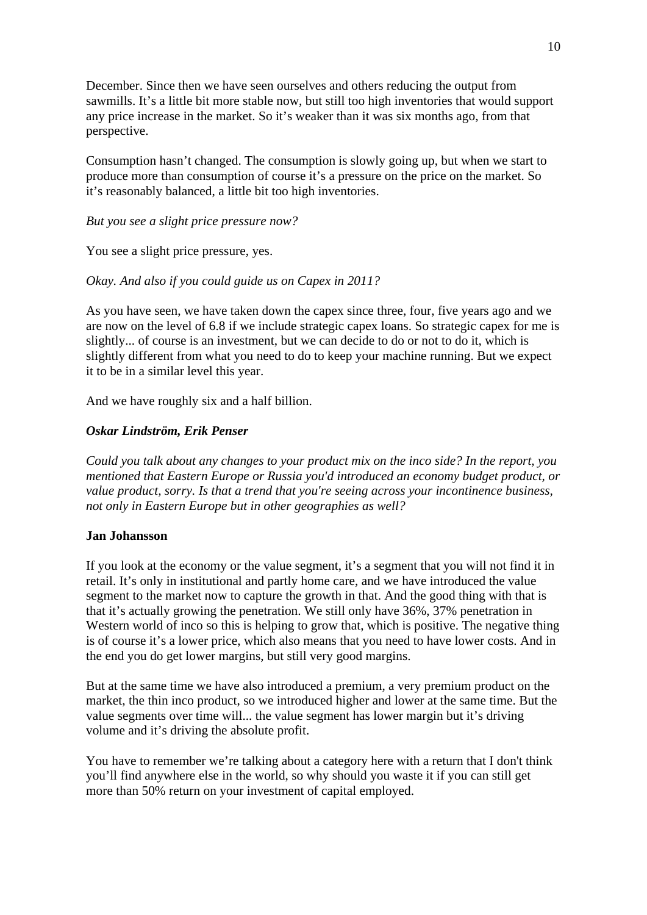December. Since then we have seen ourselves and others reducing the output from sawmills. It's a little bit more stable now, but still too high inventories that would support any price increase in the market. So it's weaker than it was six months ago, from that perspective.

Consumption hasn't changed. The consumption is slowly going up, but when we start to produce more than consumption of course it's a pressure on the price on the market. So it's reasonably balanced, a little bit too high inventories.

*But you see a slight price pressure now?*

You see a slight price pressure, yes.

*Okay. And also if you could guide us on Capex in 2011?*

As you have seen, we have taken down the capex since three, four, five years ago and we are now on the level of 6.8 if we include strategic capex loans. So strategic capex for me is slightly... of course is an investment, but we can decide to do or not to do it, which is slightly different from what you need to do to keep your machine running. But we expect it to be in a similar level this year.

And we have roughly six and a half billion.

***Oskar Lindström, Erik Penser***

*Could you talk about any changes to your product mix on the inco side? In the report, you mentioned that Eastern Europe or Russia you'd introduced an economy budget product, or value product, sorry. Is that a trend that you're seeing across your incontinence business, not only in Eastern Europe but in other geographies as well?*

**Jan Johansson**

If you look at the economy or the value segment, it's a segment that you will not find it in retail. It's only in institutional and partly home care, and we have introduced the value segment to the market now to capture the growth in that. And the good thing with that is that it's actually growing the penetration. We still only have 36%, 37% penetration in Western world of inco so this is helping to grow that, which is positive. The negative thing is of course it's a lower price, which also means that you need to have lower costs. And in the end you do get lower margins, but still very good margins.

But at the same time we have also introduced a premium, a very premium product on the market, the thin inco product, so we introduced higher and lower at the same time. But the value segments over time will... the value segment has lower margin but it's driving volume and it's driving the absolute profit.

You have to remember we're talking about a category here with a return that I don't think you'll find anywhere else in the world, so why should you waste it if you can still get more than 50% return on your investment of capital employed.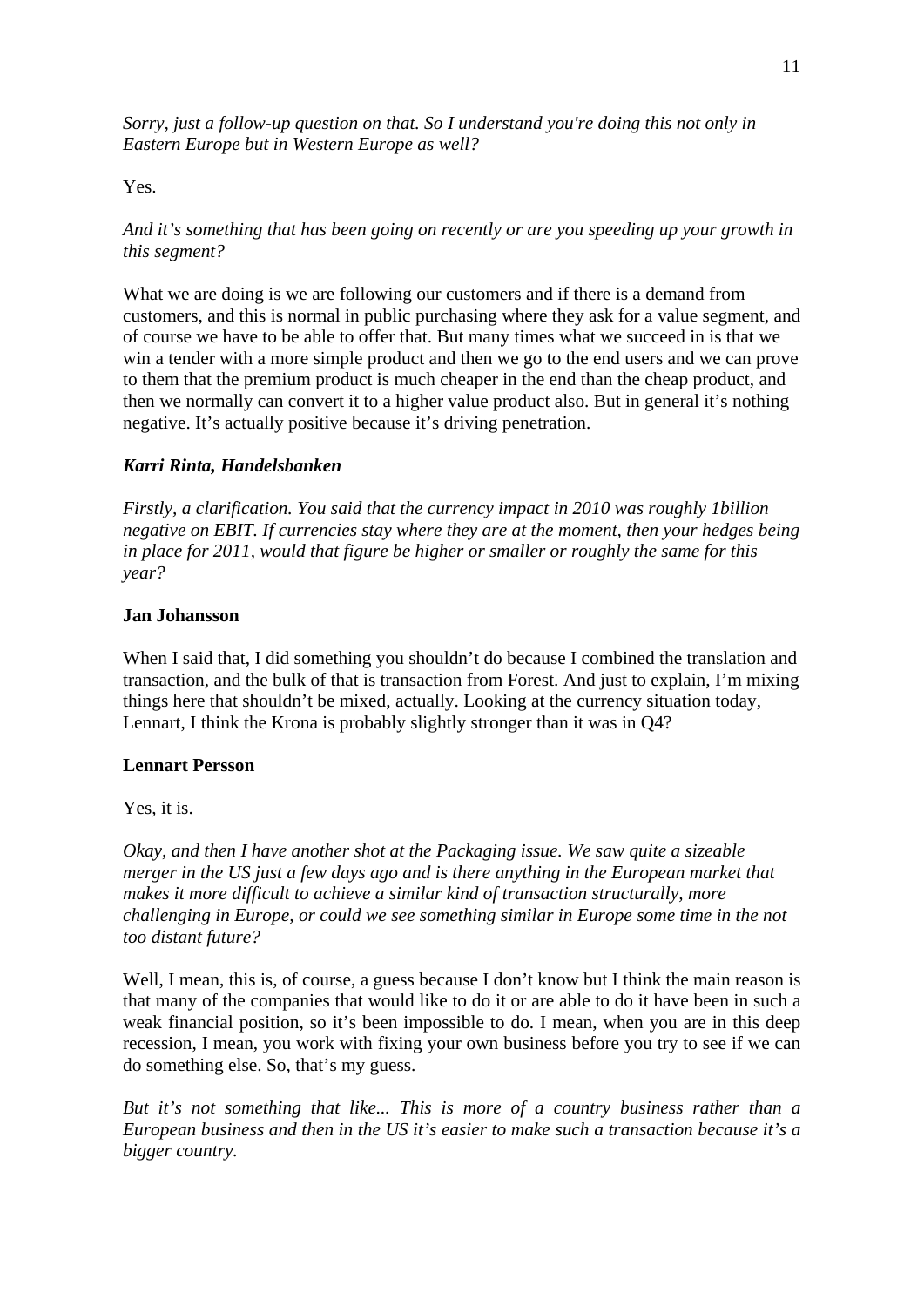*Sorry, just a follow-up question on that. So I understand you're doing this not only in Eastern Europe but in Western Europe as well?*

Yes.

*And it's something that has been going on recently or are you speeding up your growth in this segment?*

What we are doing is we are following our customers and if there is a demand from customers, and this is normal in public purchasing where they ask for a value segment, and of course we have to be able to offer that. But many times what we succeed in is that we win a tender with a more simple product and then we go to the end users and we can prove to them that the premium product is much cheaper in the end than the cheap product, and then we normally can convert it to a higher value product also. But in general it's nothing negative. It's actually positive because it's driving penetration.

***Karri Rinta, Handelsbanken***

*Firstly, a clarification. You said that the currency impact in 2010 was roughly 1billion negative on EBIT. If currencies stay where they are at the moment, then your hedges being in place for 2011, would that figure be higher or smaller or roughly the same for this year?*

**Jan Johansson**

When I said that, I did something you shouldn't do because I combined the translation and transaction, and the bulk of that is transaction from Forest. And just to explain, I'm mixing things here that shouldn't be mixed, actually. Looking at the currency situation today, Lennart, I think the Krona is probably slightly stronger than it was in Q4?

**Lennart Persson**

Yes, it is.

*Okay, and then I have another shot at the Packaging issue. We saw quite a sizeable merger in the US just a few days ago and is there anything in the European market that makes it more difficult to achieve a similar kind of transaction structurally, more challenging in Europe, or could we see something similar in Europe some time in the not too distant future?*

Well, I mean, this is, of course, a guess because I don't know but I think the main reason is that many of the companies that would like to do it or are able to do it have been in such a weak financial position, so it's been impossible to do. I mean, when you are in this deep recession, I mean, you work with fixing your own business before you try to see if we can do something else. So, that's my guess.

*But it's not something that like... This is more of a country business rather than a European business and then in the US it's easier to make such a transaction because it's a bigger country.*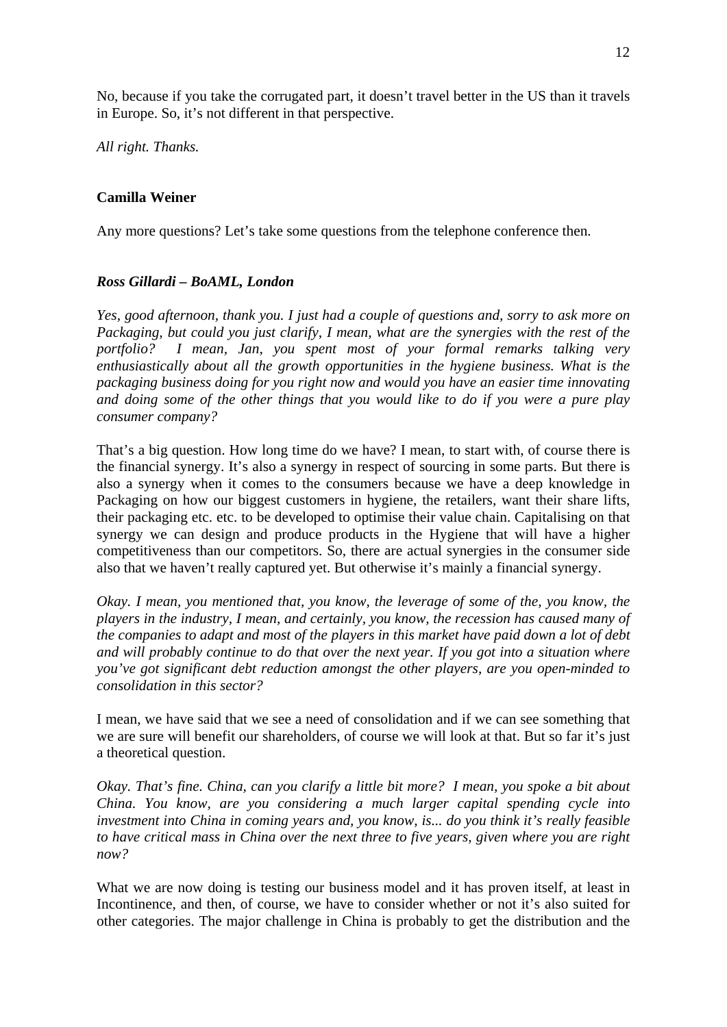No, because if you take the corrugated part, it doesn't travel better in the US than it travels in Europe. So, it's not different in that perspective.

*All right. Thanks.*

**Camilla Weiner**

Any more questions? Let's take some questions from the telephone conference then.

***Ross Gillardi – BoAML, London***

*Yes, good afternoon, thank you. I just had a couple of questions and, sorry to ask more on Packaging, but could you just clarify, I mean, what are the synergies with the rest of the portfolio? I mean, Jan, you spent most of your formal remarks talking very enthusiastically about all the growth opportunities in the hygiene business. What is the packaging business doing for you right now and would you have an easier time innovating and doing some of the other things that you would like to do if you were a pure play consumer company?*

That's a big question. How long time do we have? I mean, to start with, of course there is the financial synergy. It's also a synergy in respect of sourcing in some parts. But there is also a synergy when it comes to the consumers because we have a deep knowledge in Packaging on how our biggest customers in hygiene, the retailers, want their share lifts, their packaging etc. etc. to be developed to optimise their value chain. Capitalising on that synergy we can design and produce products in the Hygiene that will have a higher competitiveness than our competitors. So, there are actual synergies in the consumer side also that we haven't really captured yet. But otherwise it's mainly a financial synergy.

*Okay. I mean, you mentioned that, you know, the leverage of some of the, you know, the players in the industry, I mean, and certainly, you know, the recession has caused many of the companies to adapt and most of the players in this market have paid down a lot of debt and will probably continue to do that over the next year. If you got into a situation where you've got significant debt reduction amongst the other players, are you open-minded to consolidation in this sector?*

I mean, we have said that we see a need of consolidation and if we can see something that we are sure will benefit our shareholders, of course we will look at that. But so far it's just a theoretical question.

*Okay. That's fine. China, can you clarify a little bit more? I mean, you spoke a bit about China. You know, are you considering a much larger capital spending cycle into investment into China in coming years and, you know, is... do you think it's really feasible to have critical mass in China over the next three to five years, given where you are right now?*

What we are now doing is testing our business model and it has proven itself, at least in Incontinence, and then, of course, we have to consider whether or not it's also suited for other categories. The major challenge in China is probably to get the distribution and the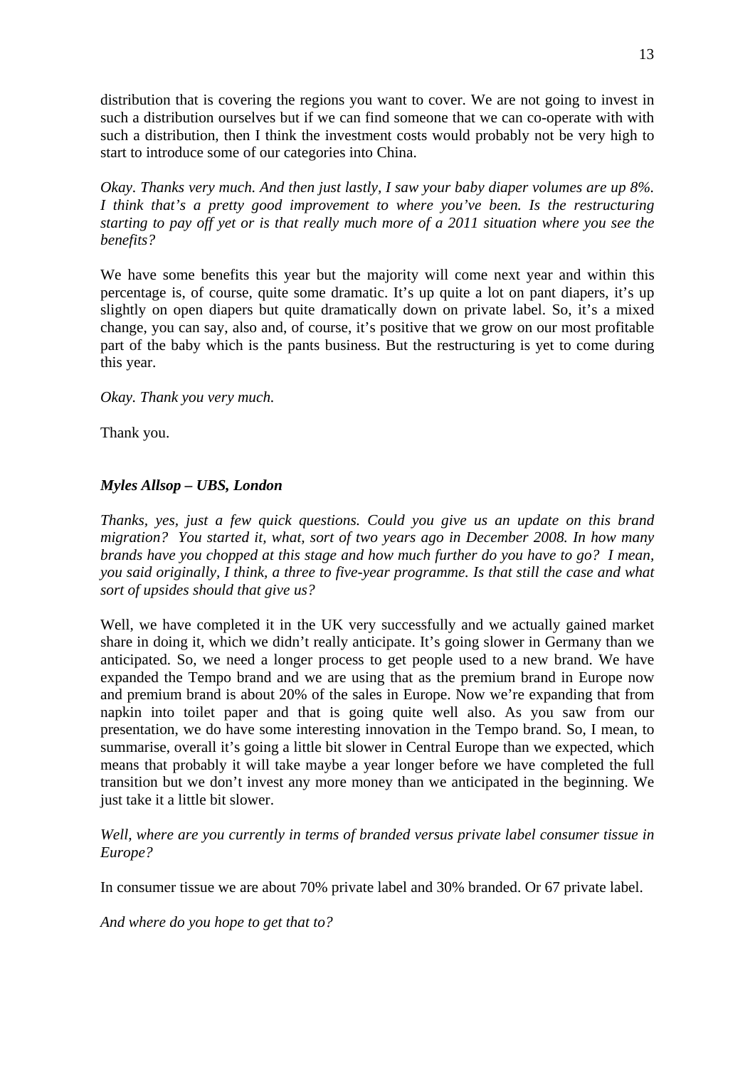distribution that is covering the regions you want to cover. We are not going to invest in such a distribution ourselves but if we can find someone that we can co-operate with with such a distribution, then I think the investment costs would probably not be very high to start to introduce some of our categories into China.

*Okay. Thanks very much. And then just lastly, I saw your baby diaper volumes are up 8%. I think that's a pretty good improvement to where you've been. Is the restructuring starting to pay off yet or is that really much more of a 2011 situation where you see the benefits?*

We have some benefits this year but the majority will come next year and within this percentage is, of course, quite some dramatic. It's up quite a lot on pant diapers, it's up slightly on open diapers but quite dramatically down on private label. So, it's a mixed change, you can say, also and, of course, it's positive that we grow on our most profitable part of the baby which is the pants business. But the restructuring is yet to come during this year.

*Okay. Thank you very much.*

Thank you.

***Myles Allsop – UBS, London***

*Thanks, yes, just a few quick questions. Could you give us an update on this brand migration? You started it, what, sort of two years ago in December 2008. In how many brands have you chopped at this stage and how much further do you have to go? I mean, you said originally, I think, a three to five-year programme. Is that still the case and what sort of upsides should that give us?*

Well, we have completed it in the UK very successfully and we actually gained market share in doing it, which we didn't really anticipate. It's going slower in Germany than we anticipated. So, we need a longer process to get people used to a new brand. We have expanded the Tempo brand and we are using that as the premium brand in Europe now and premium brand is about 20% of the sales in Europe. Now we're expanding that from napkin into toilet paper and that is going quite well also. As you saw from our presentation, we do have some interesting innovation in the Tempo brand. So, I mean, to summarise, overall it's going a little bit slower in Central Europe than we expected, which means that probably it will take maybe a year longer before we have completed the full transition but we don't invest any more money than we anticipated in the beginning. We just take it a little bit slower.

*Well, where are you currently in terms of branded versus private label consumer tissue in Europe?*

In consumer tissue we are about 70% private label and 30% branded. Or 67 private label.

*And where do you hope to get that to?*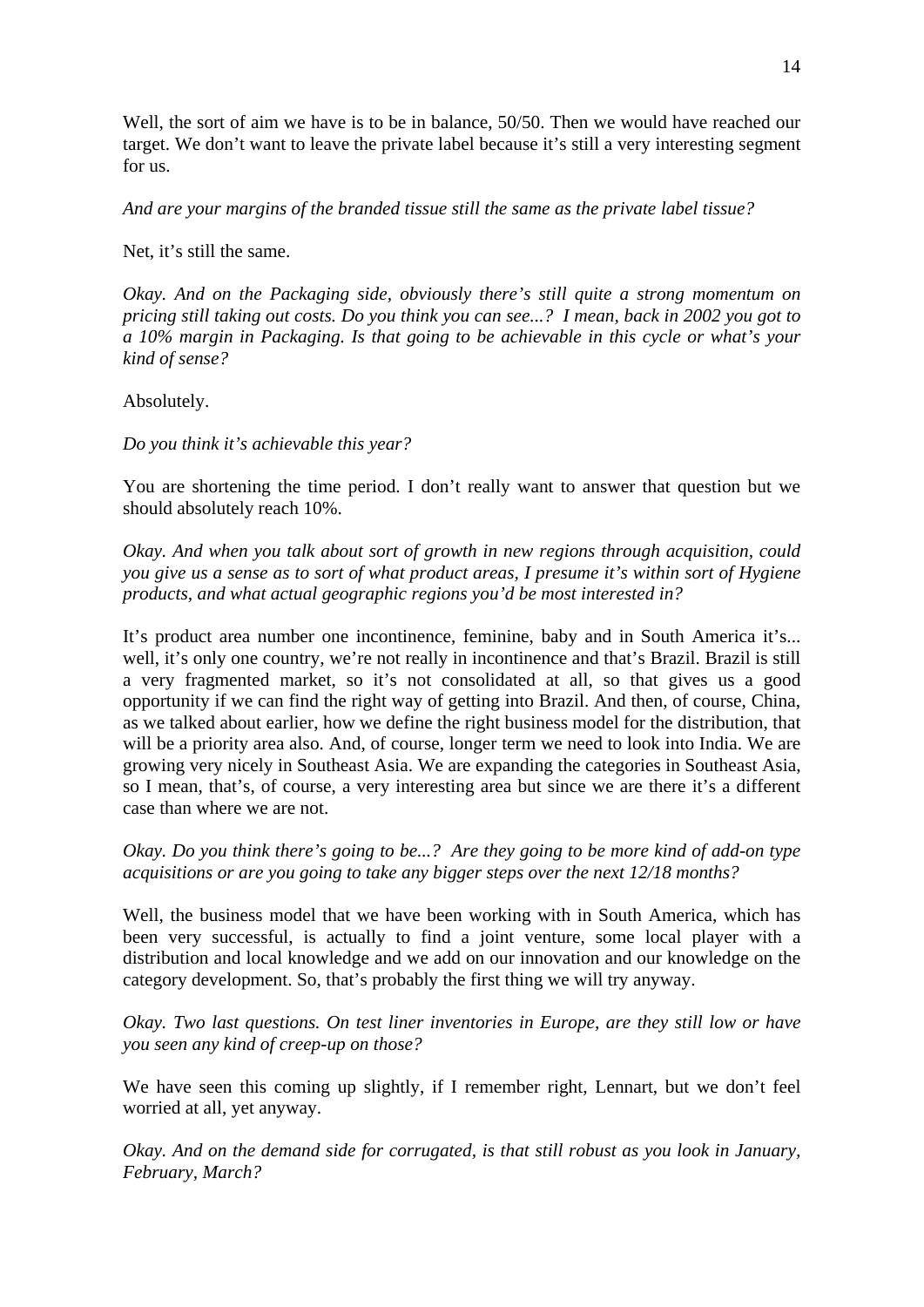Well, the sort of aim we have is to be in balance, 50/50. Then we would have reached our target. We don't want to leave the private label because it's still a very interesting segment for us.

*And are your margins of the branded tissue still the same as the private label tissue?*

Net, it's still the same.

*Okay. And on the Packaging side, obviously there's still quite a strong momentum on pricing still taking out costs. Do you think you can see...? I mean, back in 2002 you got to a 10% margin in Packaging. Is that going to be achievable in this cycle or what's your kind of sense?*

Absolutely.

*Do you think it's achievable this year?*

You are shortening the time period. I don't really want to answer that question but we should absolutely reach 10%.

*Okay. And when you talk about sort of growth in new regions through acquisition, could you give us a sense as to sort of what product areas, I presume it's within sort of Hygiene products, and what actual geographic regions you'd be most interested in?*

It's product area number one incontinence, feminine, baby and in South America it's... well, it's only one country, we're not really in incontinence and that's Brazil. Brazil is still a very fragmented market, so it's not consolidated at all, so that gives us a good opportunity if we can find the right way of getting into Brazil. And then, of course, China, as we talked about earlier, how we define the right business model for the distribution, that will be a priority area also. And, of course, longer term we need to look into India. We are growing very nicely in Southeast Asia. We are expanding the categories in Southeast Asia, so I mean, that's, of course, a very interesting area but since we are there it's a different case than where we are not.

*Okay. Do you think there's going to be...? Are they going to be more kind of add-on type acquisitions or are you going to take any bigger steps over the next 12/18 months?*

Well, the business model that we have been working with in South America, which has been very successful, is actually to find a joint venture, some local player with a distribution and local knowledge and we add on our innovation and our knowledge on the category development. So, that's probably the first thing we will try anyway.

*Okay. Two last questions. On test liner inventories in Europe, are they still low or have you seen any kind of creep-up on those?*

We have seen this coming up slightly, if I remember right, Lennart, but we don't feel worried at all, yet anyway.

*Okay. And on the demand side for corrugated, is that still robust as you look in January, February, March?*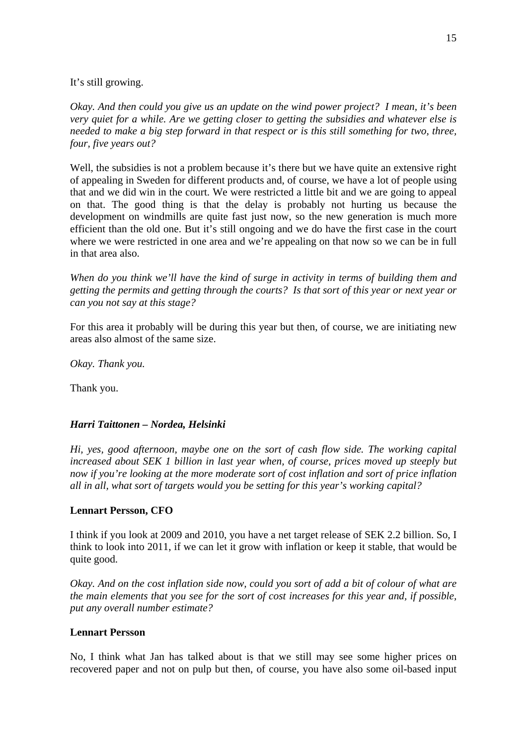It’s still growing.

*Okay. And then could you give us an update on the wind power project? I mean, it’s been very quiet for a while. Are we getting closer to getting the subsidies and whatever else is needed to make a big step forward in that respect or is this still something for two, three, four, five years out?*

Well, the subsidies is not a problem because it’s there but we have quite an extensive right of appealing in Sweden for different products and, of course, we have a lot of people using that and we did win in the court. We were restricted a little bit and we are going to appeal on that. The good thing is that the delay is probably not hurting us because the development on windmills are quite fast just now, so the new generation is much more efficient than the old one. But it’s still ongoing and we do have the first case in the court where we were restricted in one area and we’re appealing on that now so we can be in full in that area also.

*When do you think we’ll have the kind of surge in activity in terms of building them and getting the permits and getting through the courts? Is that sort of this year or next year or can you not say at this stage?*

For this area it probably will be during this year but then, of course, we are initiating new areas also almost of the same size.

*Okay. Thank you.*

Thank you.

***Harri Taittonen – Nordea, Helsinki***

*Hi, yes, good afternoon, maybe one on the sort of cash flow side. The working capital increased about SEK 1 billion in last year when, of course, prices moved up steeply but now if you’re looking at the more moderate sort of cost inflation and sort of price inflation all in all, what sort of targets would you be setting for this year’s working capital?*

**Lennart Persson, CFO**

I think if you look at 2009 and 2010, you have a net target release of SEK 2.2 billion. So, I think to look into 2011, if we can let it grow with inflation or keep it stable, that would be quite good.

*Okay. And on the cost inflation side now, could you sort of add a bit of colour of what are the main elements that you see for the sort of cost increases for this year and, if possible, put any overall number estimate?*

**Lennart Persson**

No, I think what Jan has talked about is that we still may see some higher prices on recovered paper and not on pulp but then, of course, you have also some oil-based input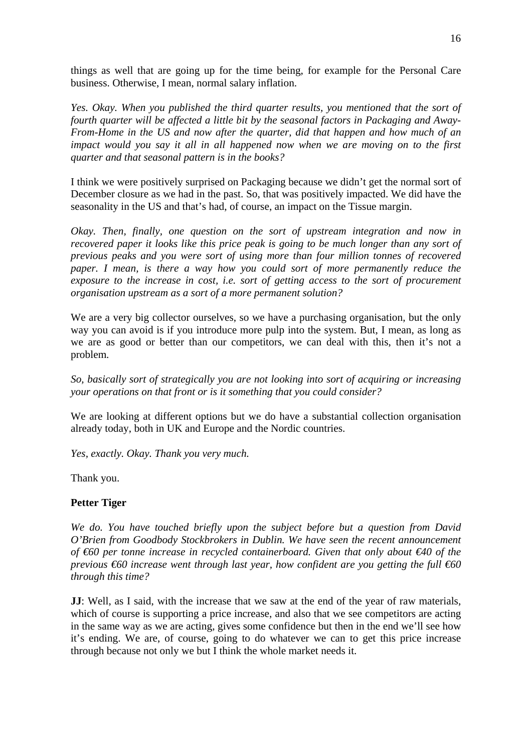things as well that are going up for the time being, for example for the Personal Care business. Otherwise, I mean, normal salary inflation.

*Yes. Okay. When you published the third quarter results, you mentioned that the sort of fourth quarter will be affected a little bit by the seasonal factors in Packaging and Away-From-Home in the US and now after the quarter, did that happen and how much of an impact would you say it all in all happened now when we are moving on to the first quarter and that seasonal pattern is in the books?*

I think we were positively surprised on Packaging because we didn't get the normal sort of December closure as we had in the past. So, that was positively impacted. We did have the seasonality in the US and that's had, of course, an impact on the Tissue margin.

*Okay. Then, finally, one question on the sort of upstream integration and now in recovered paper it looks like this price peak is going to be much longer than any sort of previous peaks and you were sort of using more than four million tonnes of recovered paper. I mean, is there a way how you could sort of more permanently reduce the exposure to the increase in cost, i.e. sort of getting access to the sort of procurement organisation upstream as a sort of a more permanent solution?*

We are a very big collector ourselves, so we have a purchasing organisation, but the only way you can avoid is if you introduce more pulp into the system. But, I mean, as long as we are as good or better than our competitors, we can deal with this, then it's not a problem.

*So, basically sort of strategically you are not looking into sort of acquiring or increasing your operations on that front or is it something that you could consider?*

We are looking at different options but we do have a substantial collection organisation already today, both in UK and Europe and the Nordic countries.

*Yes, exactly. Okay. Thank you very much.*

Thank you.

**Petter Tiger**

*We do. You have touched briefly upon the subject before but a question from David O'Brien from Goodbody Stockbrokers in Dublin. We have seen the recent announcement of €60 per tonne increase in recycled containerboard. Given that only about €40 of the previous €60 increase went through last year, how confident are you getting the full €60 through this time?*

**JJ**: Well, as I said, with the increase that we saw at the end of the year of raw materials, which of course is supporting a price increase, and also that we see competitors are acting in the same way as we are acting, gives some confidence but then in the end we'll see how it's ending. We are, of course, going to do whatever we can to get this price increase through because not only we but I think the whole market needs it.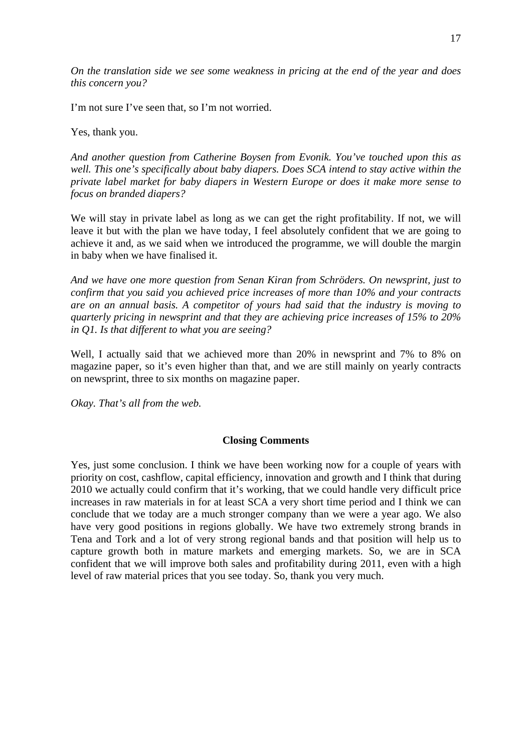*On the translation side we see some weakness in pricing at the end of the year and does this concern you?*

I'm not sure I've seen that, so I'm not worried.

Yes, thank you.

*And another question from Catherine Boysen from Evonik. You've touched upon this as well. This one's specifically about baby diapers. Does SCA intend to stay active within the private label market for baby diapers in Western Europe or does it make more sense to focus on branded diapers?*

We will stay in private label as long as we can get the right profitability. If not, we will leave it but with the plan we have today, I feel absolutely confident that we are going to achieve it and, as we said when we introduced the programme, we will double the margin in baby when we have finalised it.

*And we have one more question from Senan Kiran from Schröders. On newsprint, just to confirm that you said you achieved price increases of more than 10% and your contracts are on an annual basis. A competitor of yours had said that the industry is moving to quarterly pricing in newsprint and that they are achieving price increases of 15% to 20% in Q1. Is that different to what you are seeing?*

Well, I actually said that we achieved more than 20% in newsprint and 7% to 8% on magazine paper, so it's even higher than that, and we are still mainly on yearly contracts on newsprint, three to six months on magazine paper.

*Okay. That's all from the web.*

## Closing Comments

Yes, just some conclusion. I think we have been working now for a couple of years with priority on cost, cashflow, capital efficiency, innovation and growth and I think that during 2010 we actually could confirm that it's working, that we could handle very difficult price increases in raw materials in for at least SCA a very short time period and I think we can conclude that we today are a much stronger company than we were a year ago. We also have very good positions in regions globally. We have two extremely strong brands in Tena and Tork and a lot of very strong regional bands and that position will help us to capture growth both in mature markets and emerging markets. So, we are in SCA confident that we will improve both sales and profitability during 2011, even with a high level of raw material prices that you see today. So, thank you very much.